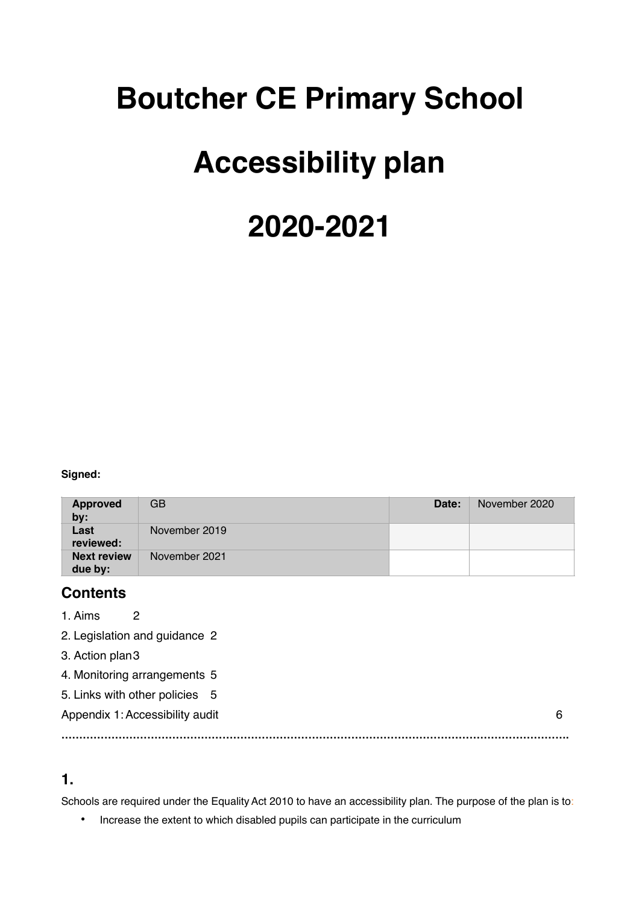# Boutcher CE Primary School

# Accessibility plan

# 2020-2021

**Signed:**

| **Approved by:** | GB | **Date:** | November 2020 |
|---|---|---|---|
| **Last reviewed:** | November 2019 | | |
| **Next review due by:** | November 2021 | | |

## Contents

1. Aims 2

2. Legislation and guidance 2

3. Action plan 3

4. Monitoring arrangements 5

5. Links with other policies 5

Appendix 1: Accessibility audit 6

## 1.

Schools are required under the Equality Act 2010 to have an accessibility plan. The purpose of the plan is to:

- Increase the extent to which disabled pupils can participate in the curriculum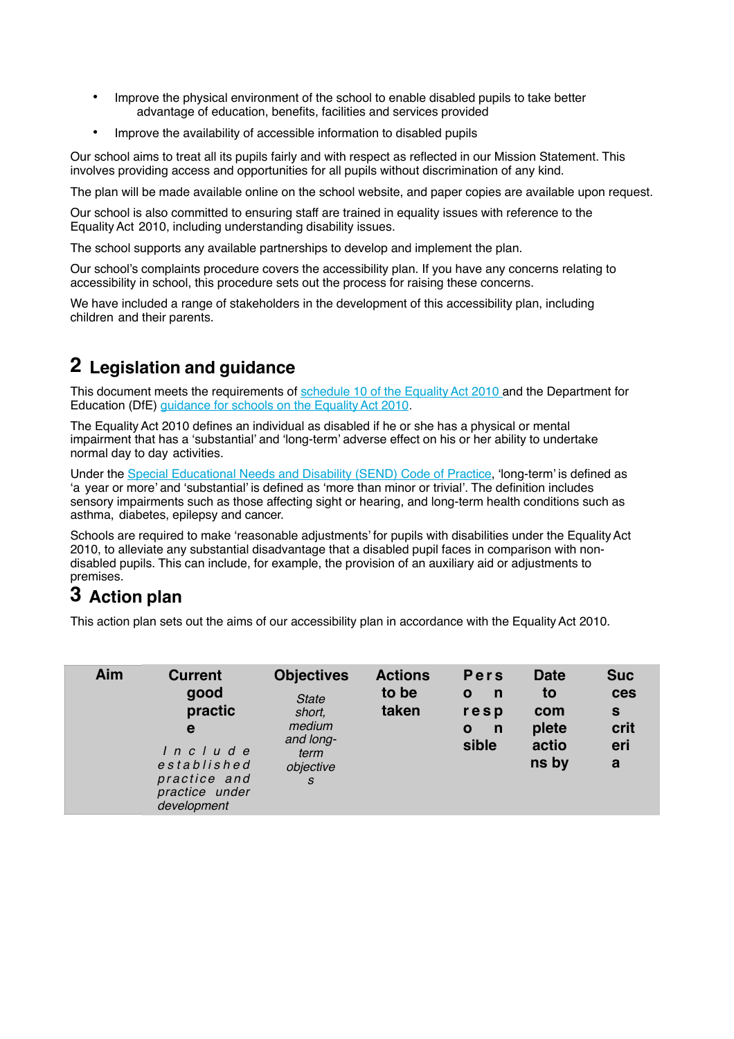- Improve the physical environment of the school to enable disabled pupils to take better advantage of education, benefits, facilities and services provided
- Improve the availability of accessible information to disabled pupils

Our school aims to treat all its pupils fairly and with respect as reflected in our Mission Statement. This involves providing access and opportunities for all pupils without discrimination of any kind.

The plan will be made available online on the school website, and paper copies are available upon request.

Our school is also committed to ensuring staff are trained in equality issues with reference to the Equality Act 2010, including understanding disability issues.

The school supports any available partnerships to develop and implement the plan.

Our school's complaints procedure covers the accessibility plan. If you have any concerns relating to accessibility in school, this procedure sets out the process for raising these concerns.

We have included a range of stakeholders in the development of this accessibility plan, including children and their parents.

## 2 Legislation and guidance

This document meets the requirements of schedule 10 of the Equality Act 2010 and the Department for Education (DfE) guidance for schools on the Equality Act 2010.

The Equality Act 2010 defines an individual as disabled if he or she has a physical or mental impairment that has a 'substantial' and 'long-term' adverse effect on his or her ability to undertake normal day to day activities.

Under the Special Educational Needs and Disability (SEND) Code of Practice, 'long-term' is defined as 'a year or more' and 'substantial' is defined as 'more than minor or trivial'. The definition includes sensory impairments such as those affecting sight or hearing, and long-term health conditions such as asthma, diabetes, epilepsy and cancer.

Schools are required to make 'reasonable adjustments' for pupils with disabilities under the Equality Act 2010, to alleviate any substantial disadvantage that a disabled pupil faces in comparison with non-disabled pupils. This can include, for example, the provision of an auxiliary aid or adjustments to premises.

## 3 Action plan

This action plan sets out the aims of our accessibility plan in accordance with the Equality Act 2010.

| Aim | Current good practice<br>*Include established practice and practice under development* | Objectives<br>*State short, medium and long-term objectives* | Actions to be taken | Person responsible | Date to complete actions by | Success criteria |
|---|---|---|---|---|---|---|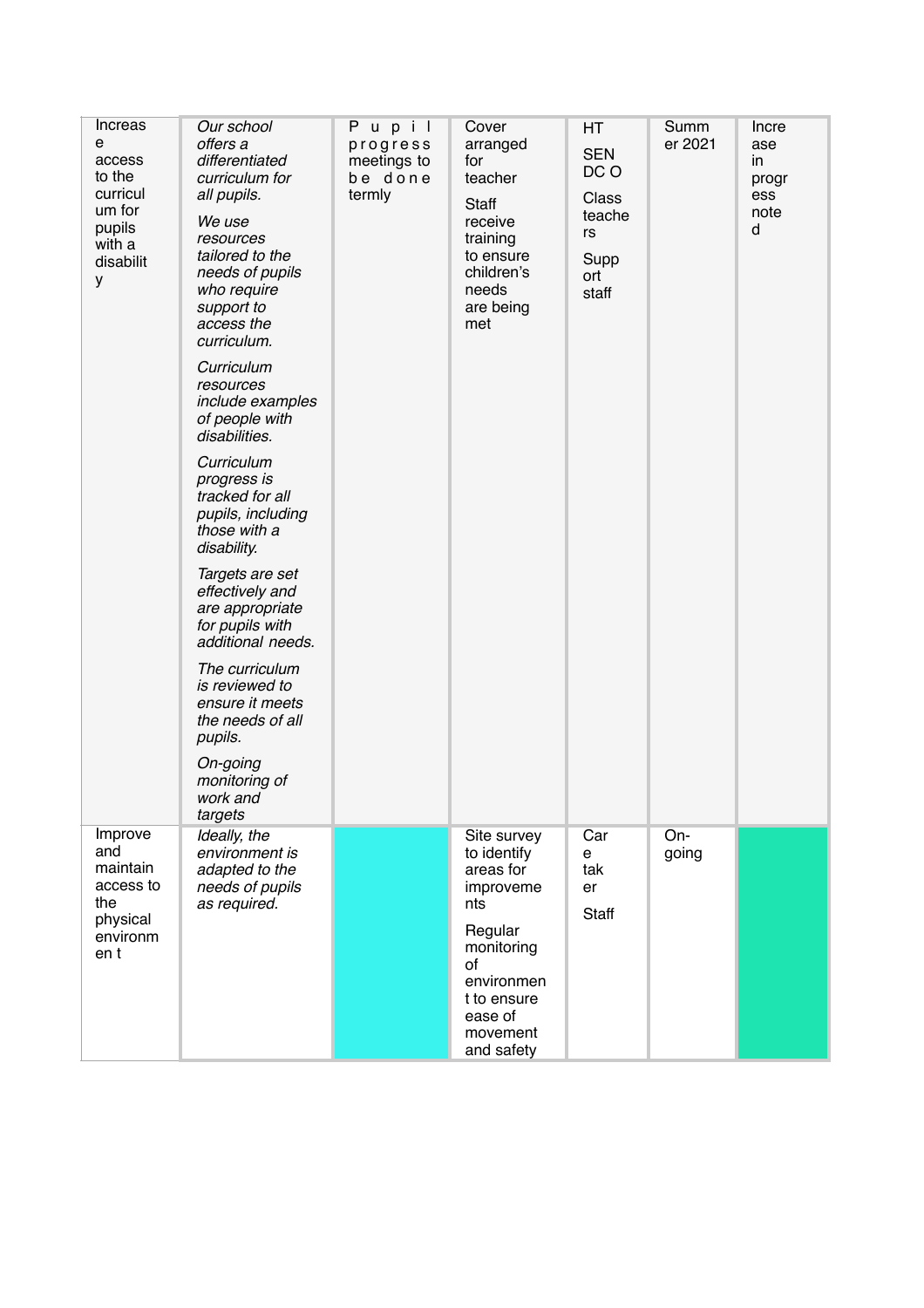| Increase access to the curriculum for pupils with a disability | *Our school offers a differentiated curriculum for all pupils.*<br><br>*We use resources tailored to the needs of pupils who require support to access the curriculum.*<br><br>*Curriculum resources include examples of people with disabilities.*<br><br>*Curriculum progress is tracked for all pupils, including those with a disability.*<br><br>*Targets are set effectively and are appropriate for pupils with additional needs.*<br><br>*The curriculum is reviewed to ensure it meets the needs of all pupils.*<br><br>*On-going monitoring of work and targets* | Pupil progress meetings to be done termly | Cover arranged for teacher<br><br>Staff receive training to ensure children's needs are being met | HT<br><br>SENDCO<br><br>Class teachers<br><br>Support staff | Summer 2021 | Increase in progress noted |
|---|---|---|---|---|---|---|
| Improve and maintain access to the physical environment | *Ideally, the environment is adapted to the needs of pupils as required.* | | Site survey to identify areas for improvements<br><br>Regular monitoring of environment to ensure ease of movement and safety | Caretaker<br><br>Staff | On-going | |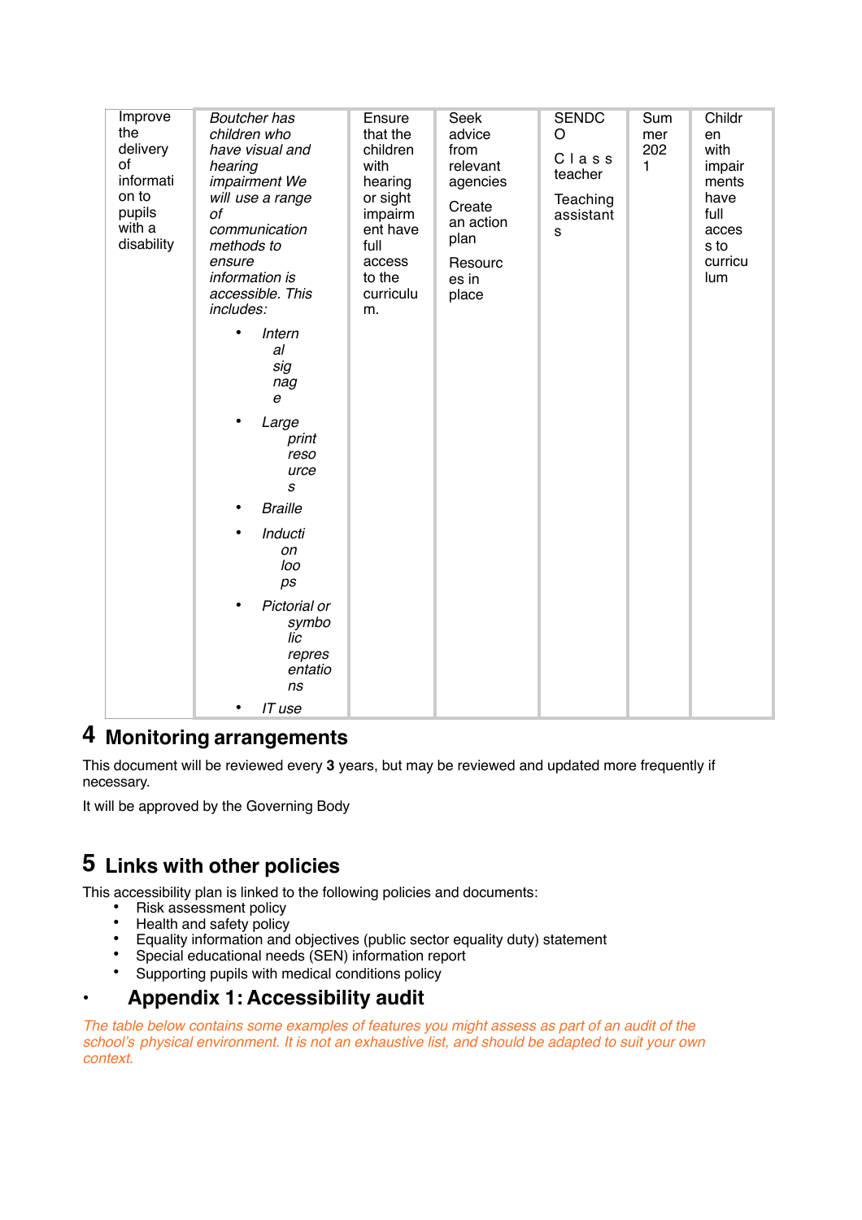| Improve the delivery of information to pupils with a disability | *Boutcher has children who have visual and hearing impairment We will use a range of communication methods to ensure information is accessible. This includes:*<br>• *Internal signage*<br>• *Large print resources*<br>• *Braille*<br>• *Induction loops*<br>• *Pictorial or symbolic representations*<br>• *IT use* | Ensure that the children with hearing or sight impairment have full access to the curriculum. | Seek advice from relevant agencies<br><br>Create an action plan<br><br>Resources in place | SENDCO<br><br>Class teacher<br><br>Teaching assistants | Summer 2021 | Children with impairments have full access to curriculum |
|---|---|---|---|---|---|---|

## 4 Monitoring arrangements

This document will be reviewed every **3** years, but may be reviewed and updated more frequently if necessary.

It will be approved by the Governing Body

## 5 Links with other policies

This accessibility plan is linked to the following policies and documents:

- Risk assessment policy
- Health and safety policy
- Equality information and objectives (public sector equality duty) statement
- Special educational needs (SEN) information report
- Supporting pupils with medical conditions policy

## Appendix 1: Accessibility audit

*The table below contains some examples of features you might assess as part of an audit of the school's physical environment. It is not an exhaustive list, and should be adapted to suit your own context.*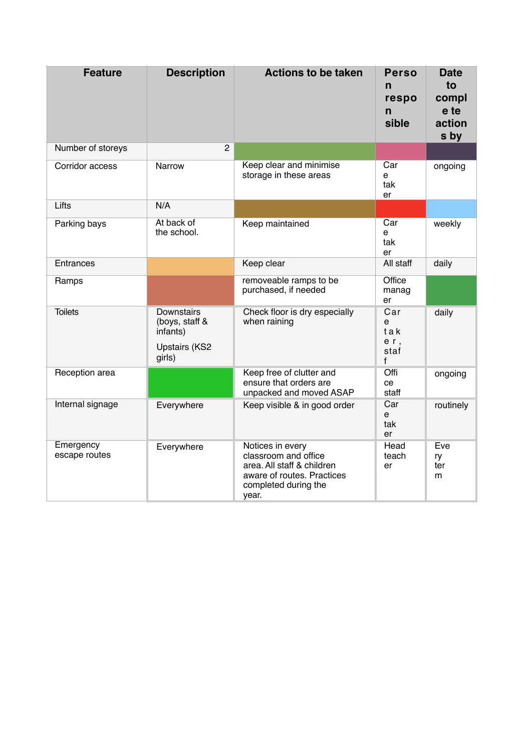| Feature | Description | Actions to be taken | Person responsible | Date to complete actions by |
|---|---|---|---|---|
| Number of storeys | 2 | | | |
| Corridor access | Narrow | Keep clear and minimise storage in these areas | Caretaker | ongoing |
| Lifts | N/A | | | |
| Parking bays | At back of the school. | Keep maintained | Caretaker | weekly |
| Entrances | | Keep clear | All staff | daily |
| Ramps | | removeable ramps to be purchased, if needed | Office manager | |
| Toilets | Downstairs (boys, staff & infants)<br><br>Upstairs (KS2 girls) | Check floor is dry especially when raining | Caretaker, staff | daily |
| Reception area | | Keep free of clutter and ensure that orders are unpacked and moved ASAP | Office staff | ongoing |
| Internal signage | Everywhere | Keep visible & in good order | Caretaker | routinely |
| Emergency escape routes | Everywhere | Notices in every classroom and office area. All staff & children aware of routes. Practices completed during the year. | Head teacher | Every term |